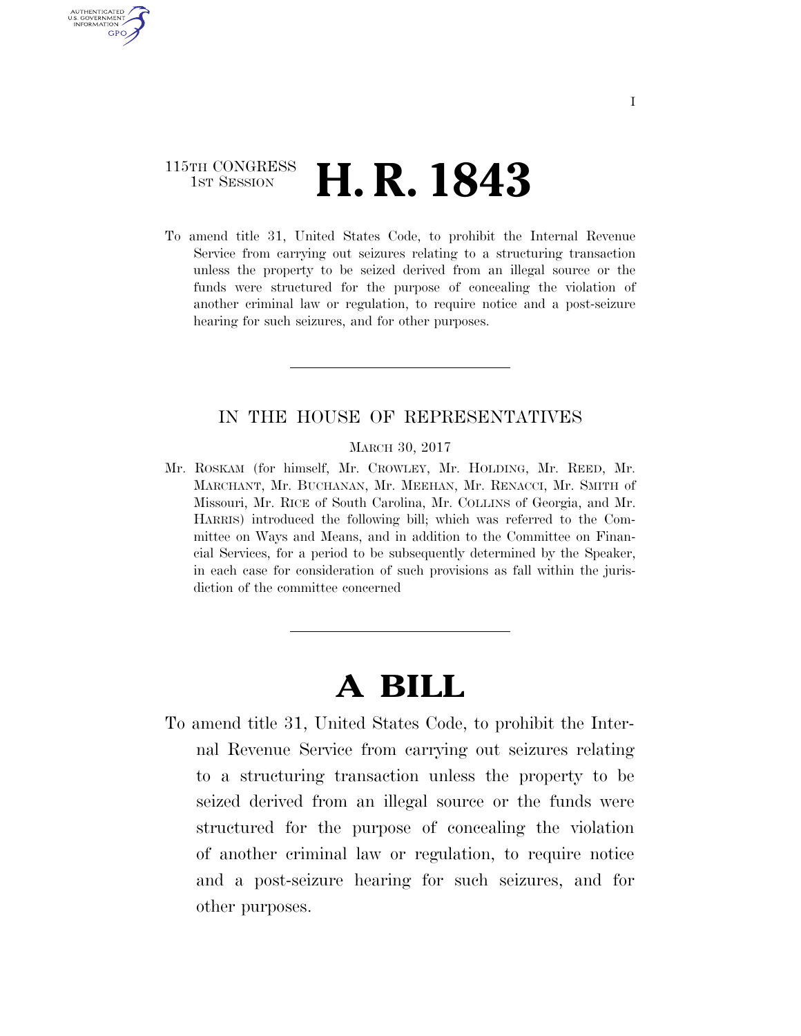115TH CONGRESS
1ST SESSION

# H. R. 1843

To amend title 31, United States Code, to prohibit the Internal Revenue Service from carrying out seizures relating to a structuring transaction unless the property to be seized derived from an illegal source or the funds were structured for the purpose of concealing the violation of another criminal law or regulation, to require notice and a post-seizure hearing for such seizures, and for other purposes.

---

IN THE HOUSE OF REPRESENTATIVES

MARCH 30, 2017

Mr. ROSKAM (for himself, Mr. CROWLEY, Mr. HOLDING, Mr. REED, Mr. MARCHANT, Mr. BUCHANAN, Mr. MEEHAN, Mr. RENACCI, Mr. SMITH of Missouri, Mr. RICE of South Carolina, Mr. COLLINS of Georgia, and Mr. HARRIS) introduced the following bill; which was referred to the Committee on Ways and Means, and in addition to the Committee on Financial Services, for a period to be subsequently determined by the Speaker, in each case for consideration of such provisions as fall within the jurisdiction of the committee concerned

---

# A BILL

To amend title 31, United States Code, to prohibit the Internal Revenue Service from carrying out seizures relating to a structuring transaction unless the property to be seized derived from an illegal source or the funds were structured for the purpose of concealing the violation of another criminal law or regulation, to require notice and a post-seizure hearing for such seizures, and for other purposes.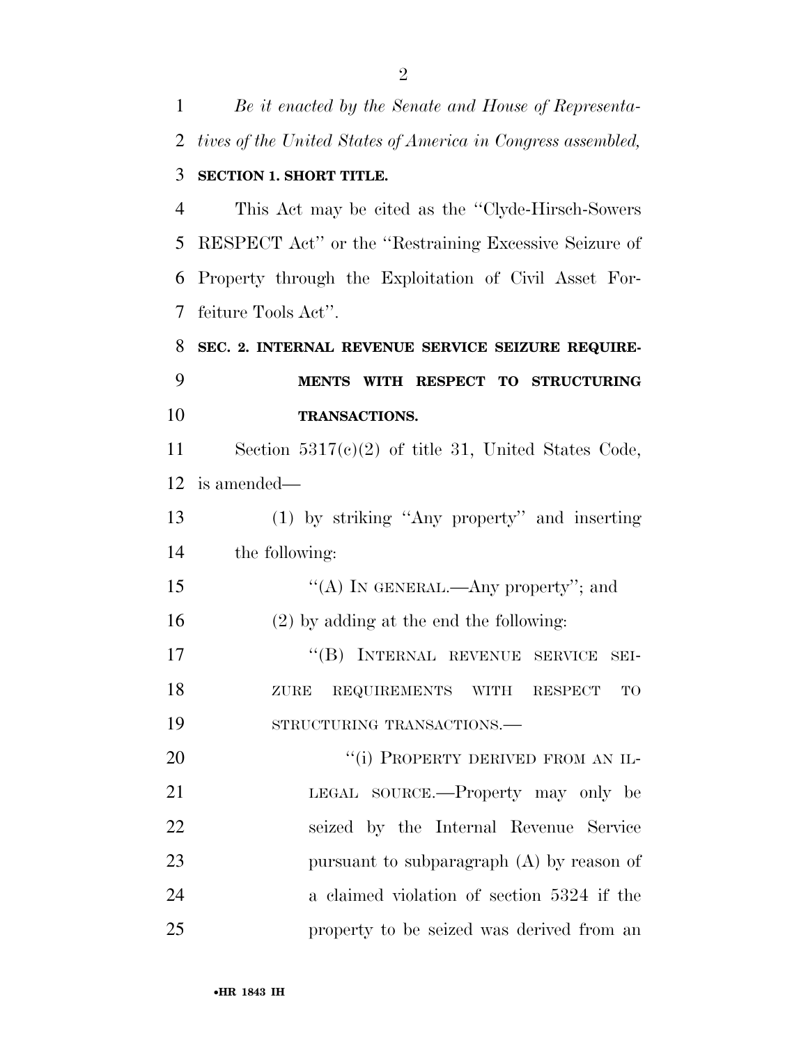*Be it enacted by the Senate and House of Representatives of the United States of America in Congress assembled,*

**SECTION 1. SHORT TITLE.**

This Act may be cited as the ''Clyde-Hirsch-Sowers RESPECT Act'' or the ''Restraining Excessive Seizure of Property through the Exploitation of Civil Asset Forfeiture Tools Act''.

**SEC. 2. INTERNAL REVENUE SERVICE SEIZURE REQUIREMENTS WITH RESPECT TO STRUCTURING TRANSACTIONS.**

Section 5317(c)(2) of title 31, United States Code, is amended—

(1) by striking ''Any property'' and inserting the following:

''(A) IN GENERAL.—Any property''; and

(2) by adding at the end the following:

''(B) INTERNAL REVENUE SERVICE SEIZURE REQUIREMENTS WITH RESPECT TO STRUCTURING TRANSACTIONS.—

''(i) PROPERTY DERIVED FROM AN ILLEGAL SOURCE.—Property may only be seized by the Internal Revenue Service pursuant to subparagraph (A) by reason of a claimed violation of section 5324 if the property to be seized was derived from an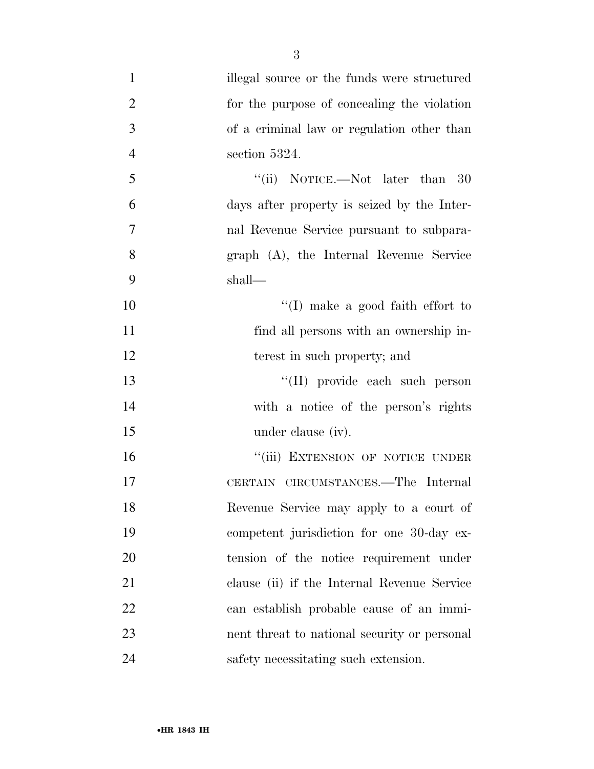illegal source or the funds were structured for the purpose of concealing the violation of a criminal law or regulation other than section 5324.

"(ii) NOTICE.—Not later than 30 days after property is seized by the Internal Revenue Service pursuant to subparagraph (A), the Internal Revenue Service shall—

"(I) make a good faith effort to find all persons with an ownership interest in such property; and

"(II) provide each such person with a notice of the person's rights under clause (iv).

"(iii) EXTENSION OF NOTICE UNDER CERTAIN CIRCUMSTANCES.—The Internal Revenue Service may apply to a court of competent jurisdiction for one 30-day extension of the notice requirement under clause (ii) if the Internal Revenue Service can establish probable cause of an imminent threat to national security or personal safety necessitating such extension.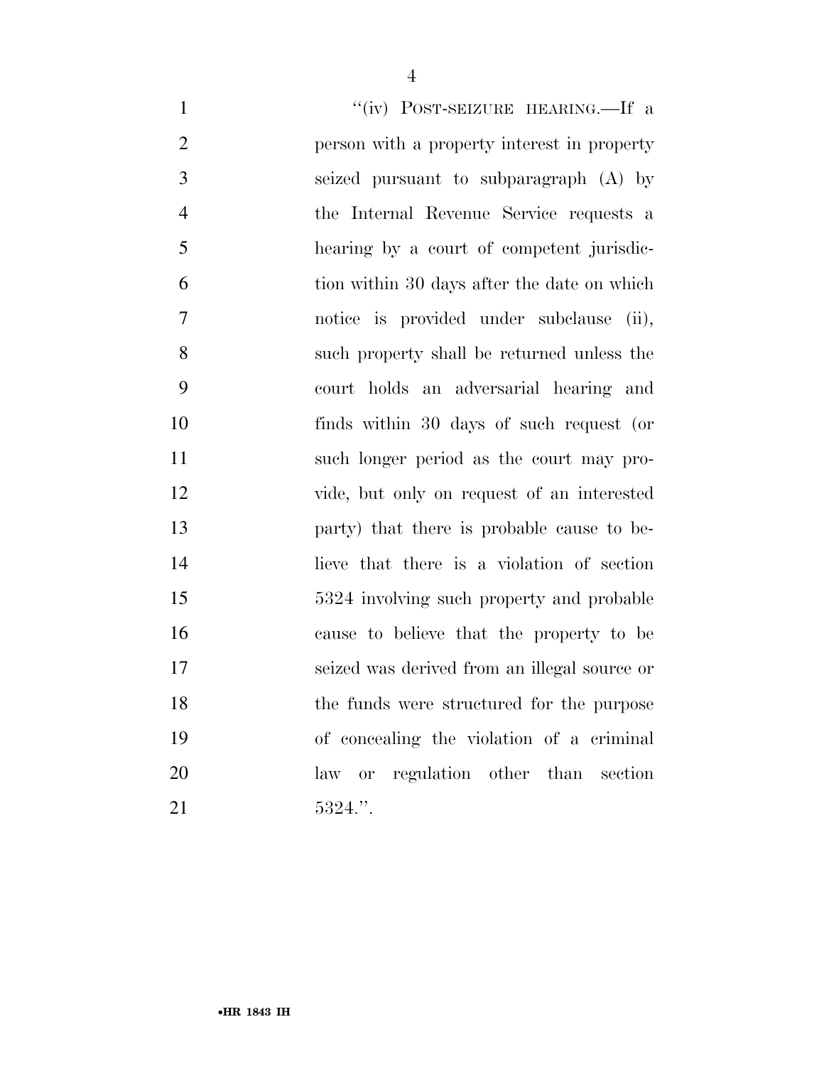"(iv) POST-SEIZURE HEARING.—If a person with a property interest in property seized pursuant to subparagraph (A) by the Internal Revenue Service requests a hearing by a court of competent jurisdiction within 30 days after the date on which notice is provided under subclause (ii), such property shall be returned unless the court holds an adversarial hearing and finds within 30 days of such request (or such longer period as the court may provide, but only on request of an interested party) that there is probable cause to believe that there is a violation of section 5324 involving such property and probable cause to believe that the property to be seized was derived from an illegal source or the funds were structured for the purpose of concealing the violation of a criminal law or regulation other than section 5324.".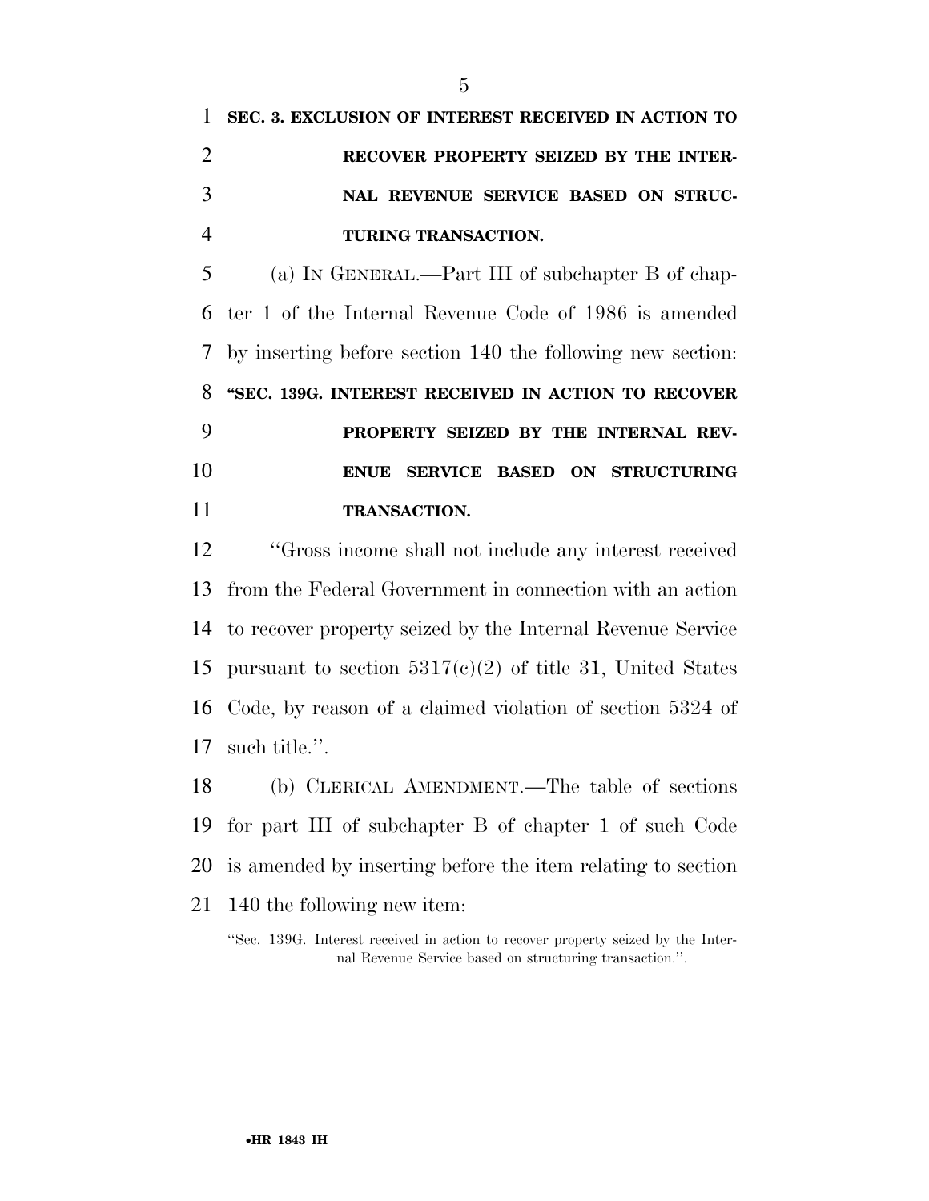**SEC. 3. EXCLUSION OF INTEREST RECEIVED IN ACTION TO RECOVER PROPERTY SEIZED BY THE INTERNAL REVENUE SERVICE BASED ON STRUCTURING TRANSACTION.**

(a) IN GENERAL.—Part III of subchapter B of chapter 1 of the Internal Revenue Code of 1986 is amended by inserting before section 140 the following new section:

**"SEC. 139G. INTEREST RECEIVED IN ACTION TO RECOVER PROPERTY SEIZED BY THE INTERNAL REVENUE SERVICE BASED ON STRUCTURING TRANSACTION.**

"Gross income shall not include any interest received from the Federal Government in connection with an action to recover property seized by the Internal Revenue Service pursuant to section 5317(c)(2) of title 31, United States Code, by reason of a claimed violation of section 5324 of such title.".

(b) CLERICAL AMENDMENT.—The table of sections for part III of subchapter B of chapter 1 of such Code is amended by inserting before the item relating to section 140 the following new item:

"Sec. 139G. Interest received in action to recover property seized by the Internal Revenue Service based on structuring transaction.".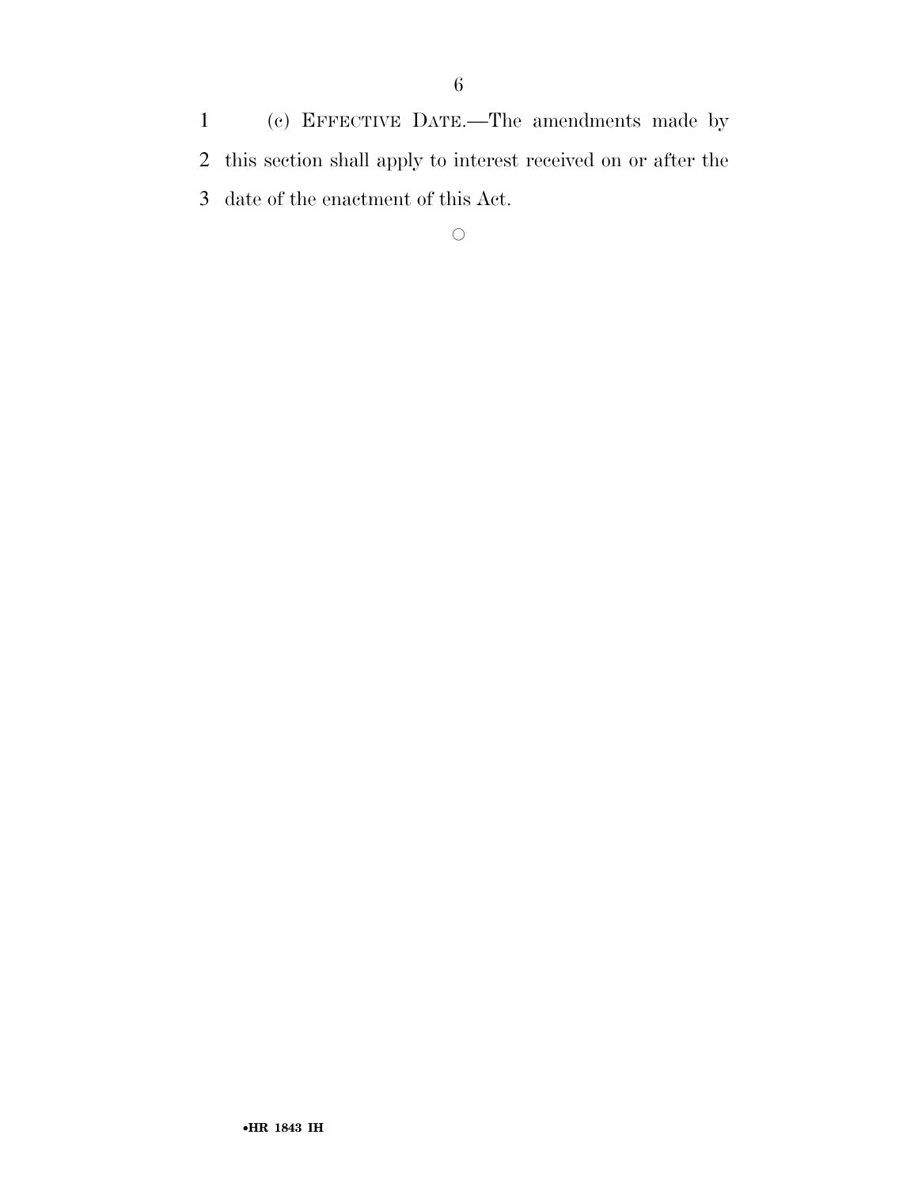(c) EFFECTIVE DATE.—The amendments made by this section shall apply to interest received on or after the date of the enactment of this Act.

○